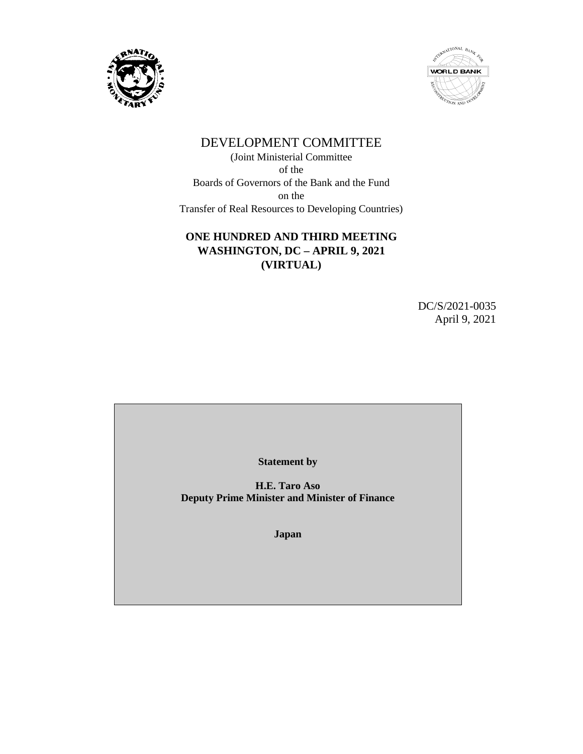# DEVELOPMENT COMMITTEE

(Joint Ministerial Committee
of the
Boards of Governors of the Bank and the Fund
on the
Transfer of Real Resources to Developing Countries)

**ONE HUNDRED AND THIRD MEETING**
**WASHINGTON, DC – APRIL 9, 2021**
**(VIRTUAL)**

DC/S/2021-0035
April 9, 2021

**Statement by**

**H.E. Taro Aso**
**Deputy Prime Minister and Minister of Finance**

**Japan**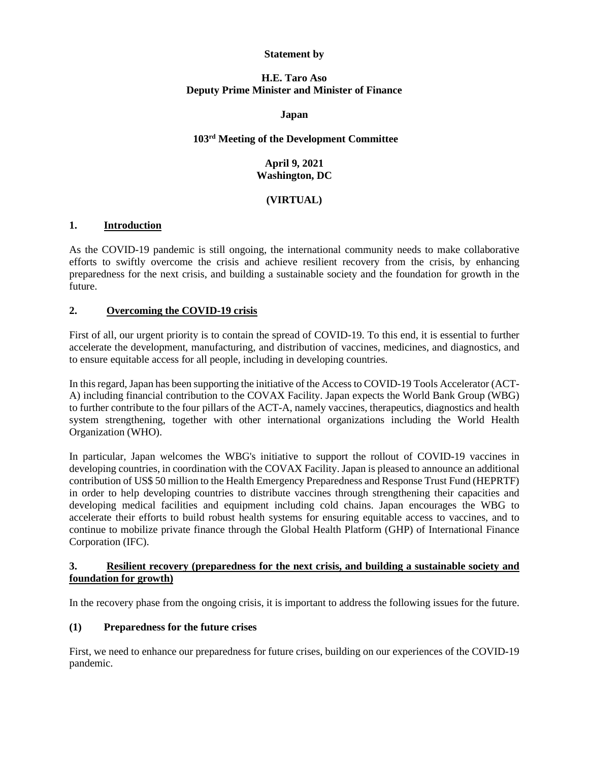**Statement by**

**H.E. Taro Aso**
**Deputy Prime Minister and Minister of Finance**

**Japan**

**103rd Meeting of the Development Committee**

**April 9, 2021**
**Washington, DC**

**(VIRTUAL)**

## 1. Introduction

As the COVID-19 pandemic is still ongoing, the international community needs to make collaborative efforts to swiftly overcome the crisis and achieve resilient recovery from the crisis, by enhancing preparedness for the next crisis, and building a sustainable society and the foundation for growth in the future.

## 2. Overcoming the COVID-19 crisis

First of all, our urgent priority is to contain the spread of COVID-19. To this end, it is essential to further accelerate the development, manufacturing, and distribution of vaccines, medicines, and diagnostics, and to ensure equitable access for all people, including in developing countries.

In this regard, Japan has been supporting the initiative of the Access to COVID-19 Tools Accelerator (ACT-A) including financial contribution to the COVAX Facility. Japan expects the World Bank Group (WBG) to further contribute to the four pillars of the ACT-A, namely vaccines, therapeutics, diagnostics and health system strengthening, together with other international organizations including the World Health Organization (WHO).

In particular, Japan welcomes the WBG's initiative to support the rollout of COVID-19 vaccines in developing countries, in coordination with the COVAX Facility. Japan is pleased to announce an additional contribution of US$ 50 million to the Health Emergency Preparedness and Response Trust Fund (HEPRTF) in order to help developing countries to distribute vaccines through strengthening their capacities and developing medical facilities and equipment including cold chains. Japan encourages the WBG to accelerate their efforts to build robust health systems for ensuring equitable access to vaccines, and to continue to mobilize private finance through the Global Health Platform (GHP) of International Finance Corporation (IFC).

## 3. Resilient recovery (preparedness for the next crisis, and building a sustainable society and foundation for growth)

In the recovery phase from the ongoing crisis, it is important to address the following issues for the future.

### (1) Preparedness for the future crises

First, we need to enhance our preparedness for future crises, building on our experiences of the COVID-19 pandemic.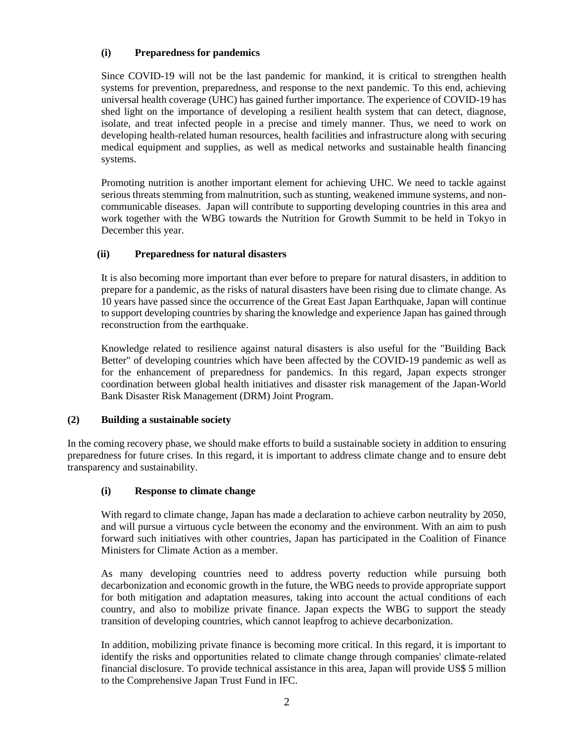#### (i) Preparedness for pandemics

Since COVID-19 will not be the last pandemic for mankind, it is critical to strengthen health systems for prevention, preparedness, and response to the next pandemic. To this end, achieving universal health coverage (UHC) has gained further importance. The experience of COVID-19 has shed light on the importance of developing a resilient health system that can detect, diagnose, isolate, and treat infected people in a precise and timely manner. Thus, we need to work on developing health-related human resources, health facilities and infrastructure along with securing medical equipment and supplies, as well as medical networks and sustainable health financing systems.

Promoting nutrition is another important element for achieving UHC. We need to tackle against serious threats stemming from malnutrition, such as stunting, weakened immune systems, and non-communicable diseases. Japan will contribute to supporting developing countries in this area and work together with the WBG towards the Nutrition for Growth Summit to be held in Tokyo in December this year.

#### (ii) Preparedness for natural disasters

It is also becoming more important than ever before to prepare for natural disasters, in addition to prepare for a pandemic, as the risks of natural disasters have been rising due to climate change. As 10 years have passed since the occurrence of the Great East Japan Earthquake, Japan will continue to support developing countries by sharing the knowledge and experience Japan has gained through reconstruction from the earthquake.

Knowledge related to resilience against natural disasters is also useful for the "Building Back Better" of developing countries which have been affected by the COVID-19 pandemic as well as for the enhancement of preparedness for pandemics. In this regard, Japan expects stronger coordination between global health initiatives and disaster risk management of the Japan-World Bank Disaster Risk Management (DRM) Joint Program.

### (2) Building a sustainable society

In the coming recovery phase, we should make efforts to build a sustainable society in addition to ensuring preparedness for future crises. In this regard, it is important to address climate change and to ensure debt transparency and sustainability.

#### (i) Response to climate change

With regard to climate change, Japan has made a declaration to achieve carbon neutrality by 2050, and will pursue a virtuous cycle between the economy and the environment. With an aim to push forward such initiatives with other countries, Japan has participated in the Coalition of Finance Ministers for Climate Action as a member.

As many developing countries need to address poverty reduction while pursuing both decarbonization and economic growth in the future, the WBG needs to provide appropriate support for both mitigation and adaptation measures, taking into account the actual conditions of each country, and also to mobilize private finance. Japan expects the WBG to support the steady transition of developing countries, which cannot leapfrog to achieve decarbonization.

In addition, mobilizing private finance is becoming more critical. In this regard, it is important to identify the risks and opportunities related to climate change through companies' climate-related financial disclosure. To provide technical assistance in this area, Japan will provide US$ 5 million to the Comprehensive Japan Trust Fund in IFC.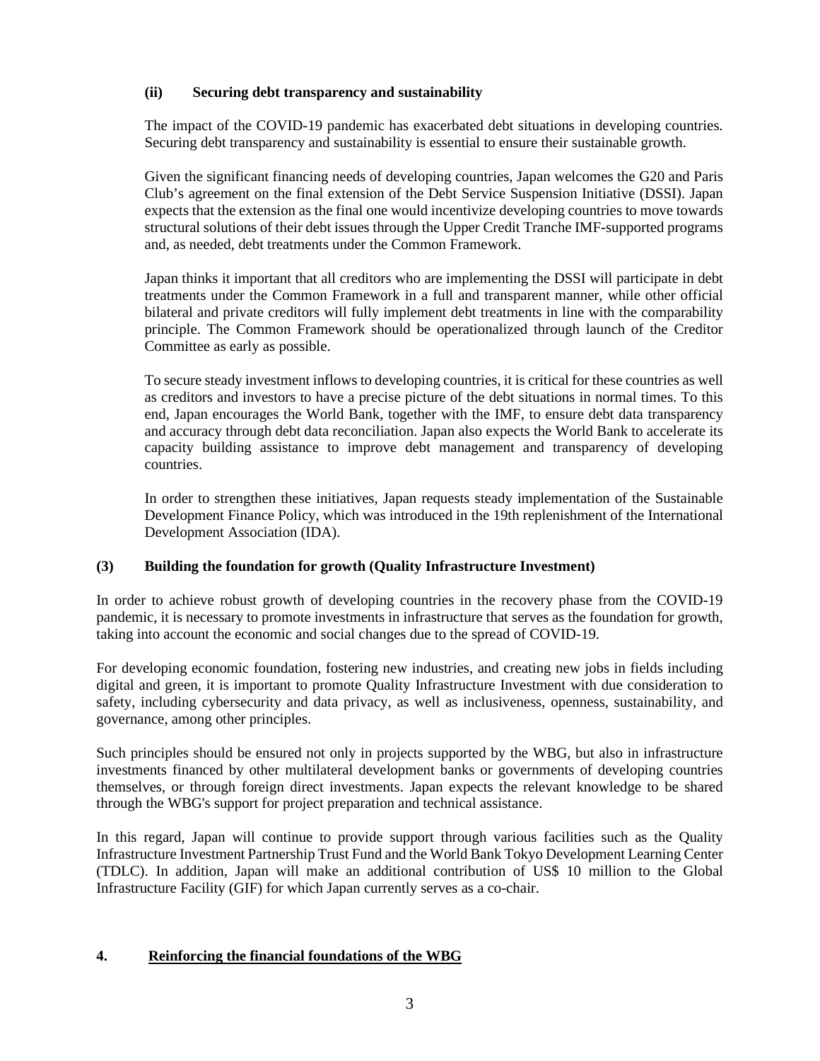### (ii) Securing debt transparency and sustainability

The impact of the COVID-19 pandemic has exacerbated debt situations in developing countries. Securing debt transparency and sustainability is essential to ensure their sustainable growth.

Given the significant financing needs of developing countries, Japan welcomes the G20 and Paris Club's agreement on the final extension of the Debt Service Suspension Initiative (DSSI). Japan expects that the extension as the final one would incentivize developing countries to move towards structural solutions of their debt issues through the Upper Credit Tranche IMF-supported programs and, as needed, debt treatments under the Common Framework.

Japan thinks it important that all creditors who are implementing the DSSI will participate in debt treatments under the Common Framework in a full and transparent manner, while other official bilateral and private creditors will fully implement debt treatments in line with the comparability principle. The Common Framework should be operationalized through launch of the Creditor Committee as early as possible.

To secure steady investment inflows to developing countries, it is critical for these countries as well as creditors and investors to have a precise picture of the debt situations in normal times. To this end, Japan encourages the World Bank, together with the IMF, to ensure debt data transparency and accuracy through debt data reconciliation. Japan also expects the World Bank to accelerate its capacity building assistance to improve debt management and transparency of developing countries.

In order to strengthen these initiatives, Japan requests steady implementation of the Sustainable Development Finance Policy, which was introduced in the 19th replenishment of the International Development Association (IDA).

### (3) Building the foundation for growth (Quality Infrastructure Investment)

In order to achieve robust growth of developing countries in the recovery phase from the COVID-19 pandemic, it is necessary to promote investments in infrastructure that serves as the foundation for growth, taking into account the economic and social changes due to the spread of COVID-19.

For developing economic foundation, fostering new industries, and creating new jobs in fields including digital and green, it is important to promote Quality Infrastructure Investment with due consideration to safety, including cybersecurity and data privacy, as well as inclusiveness, openness, sustainability, and governance, among other principles.

Such principles should be ensured not only in projects supported by the WBG, but also in infrastructure investments financed by other multilateral development banks or governments of developing countries themselves, or through foreign direct investments. Japan expects the relevant knowledge to be shared through the WBG's support for project preparation and technical assistance.

In this regard, Japan will continue to provide support through various facilities such as the Quality Infrastructure Investment Partnership Trust Fund and the World Bank Tokyo Development Learning Center (TDLC). In addition, Japan will make an additional contribution of US$ 10 million to the Global Infrastructure Facility (GIF) for which Japan currently serves as a co-chair.

## 4. Reinforcing the financial foundations of the WBG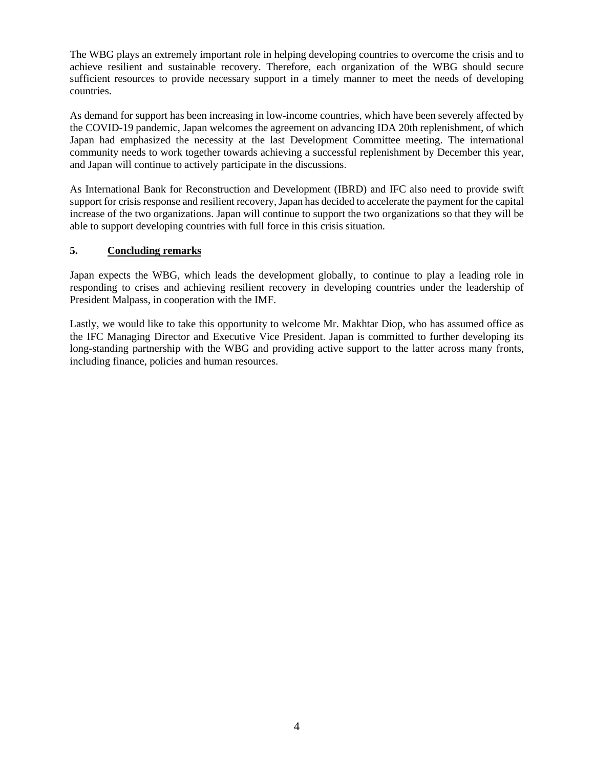The WBG plays an extremely important role in helping developing countries to overcome the crisis and to achieve resilient and sustainable recovery. Therefore, each organization of the WBG should secure sufficient resources to provide necessary support in a timely manner to meet the needs of developing countries.

As demand for support has been increasing in low-income countries, which have been severely affected by the COVID-19 pandemic, Japan welcomes the agreement on advancing IDA 20th replenishment, of which Japan had emphasized the necessity at the last Development Committee meeting. The international community needs to work together towards achieving a successful replenishment by December this year, and Japan will continue to actively participate in the discussions.

As International Bank for Reconstruction and Development (IBRD) and IFC also need to provide swift support for crisis response and resilient recovery, Japan has decided to accelerate the payment for the capital increase of the two organizations. Japan will continue to support the two organizations so that they will be able to support developing countries with full force in this crisis situation.

## 5. Concluding remarks

Japan expects the WBG, which leads the development globally, to continue to play a leading role in responding to crises and achieving resilient recovery in developing countries under the leadership of President Malpass, in cooperation with the IMF.

Lastly, we would like to take this opportunity to welcome Mr. Makhtar Diop, who has assumed office as the IFC Managing Director and Executive Vice President. Japan is committed to further developing its long-standing partnership with the WBG and providing active support to the latter across many fronts, including finance, policies and human resources.